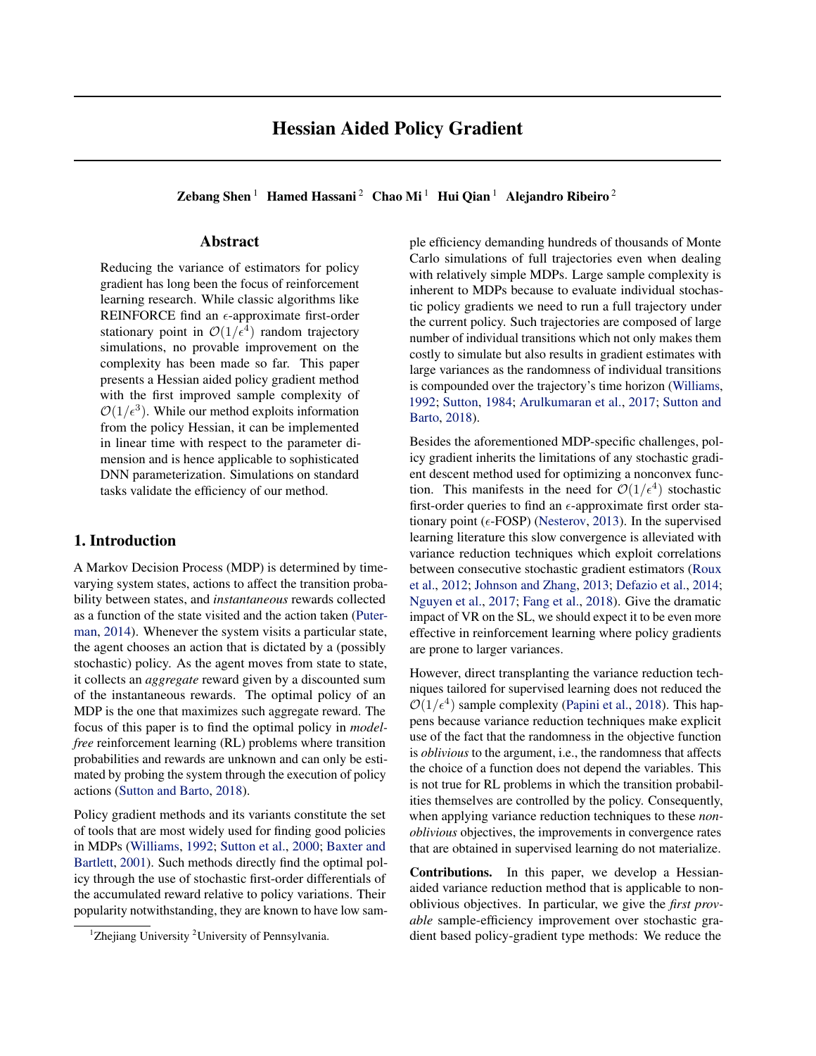# Hessian Aided Policy Gradient

**Zebang Shen** [1] **Hamed Hassani** [2] **Chao Mi** [1] **Hui Qian** [1] **Alejandro Ribeiro** [2]

## Abstract

Reducing the variance of estimators for policy gradient has long been the focus of reinforcement learning research. While classic algorithms like REINFORCE find an $\epsilon$-approximate first-order stationary point in $\mathcal{O}(1/\epsilon^4)$ random trajectory simulations, no provable improvement on the complexity has been made so far. This paper presents a Hessian aided policy gradient method with the first improved sample complexity of $\mathcal{O}(1/\epsilon^3)$. While our method exploits information from the policy Hessian, it can be implemented in linear time with respect to the parameter dimension and is hence applicable to sophisticated DNN parameterization. Simulations on standard tasks validate the efficiency of our method.

## 1. Introduction

A Markov Decision Process (MDP) is determined by time-varying system states, actions to affect the transition probability between states, and *instantaneous* rewards collected as a function of the state visited and the action taken (Puterman, 2014). Whenever the system visits a particular state, the agent chooses an action that is dictated by a (possibly stochastic) policy. As the agent moves from state to state, it collects an *aggregate* reward given by a discounted sum of the instantaneous rewards. The optimal policy of an MDP is the one that maximizes such aggregate reward. The focus of this paper is to find the optimal policy in *model-free* reinforcement learning (RL) problems where transition probabilities and rewards are unknown and can only be estimated by probing the system through the execution of policy actions (Sutton and Barto, 2018).

Policy gradient methods and its variants constitute the set of tools that are most widely used for finding good policies in MDPs (Williams, 1992; Sutton et al., 2000; Baxter and Bartlett, 2001). Such methods directly find the optimal policy through the use of stochastic first-order differentials of the accumulated reward relative to policy variations. Their popularity notwithstanding, they are known to have low sample efficiency demanding hundreds of thousands of Monte Carlo simulations of full trajectories even when dealing with relatively simple MDPs. Large sample complexity is inherent to MDPs because to evaluate individual stochastic policy gradients we need to run a full trajectory under the current policy. Such trajectories are composed of large number of individual transitions which not only makes them costly to simulate but also results in gradient estimates with large variances as the randomness of individual transitions is compounded over the trajectory's time horizon (Williams, 1992; Sutton, 1984; Arulkumaran et al., 2017; Sutton and Barto, 2018).

Besides the aforementioned MDP-specific challenges, policy gradient inherits the limitations of any stochastic gradient descent method used for optimizing a nonconvex function. This manifests in the need for $\mathcal{O}(1/\epsilon^4)$ stochastic first-order queries to find an $\epsilon$-approximate first order stationary point ($\epsilon$-FOSP) (Nesterov, 2013). In the supervised learning literature this slow convergence is alleviated with variance reduction techniques which exploit correlations between consecutive stochastic gradient estimators (Roux et al., 2012; Johnson and Zhang, 2013; Defazio et al., 2014; Nguyen et al., 2017; Fang et al., 2018). Give the dramatic impact of VR on the SL, we should expect it to be even more effective in reinforcement learning where policy gradients are prone to larger variances.

However, direct transplanting the variance reduction techniques tailored for supervised learning does not reduced the $\mathcal{O}(1/\epsilon^4)$ sample complexity (Papini et al., 2018). This happens because variance reduction techniques make explicit use of the fact that the randomness in the objective function is *oblivious* to the argument, i.e., the randomness that affects the choice of a function does not depend the variables. This is not true for RL problems in which the transition probabilities themselves are controlled by the policy. Consequently, when applying variance reduction techniques to these *non-oblivious* objectives, the improvements in convergence rates that are obtained in supervised learning do not materialize.

**Contributions.** In this paper, we develop a Hessian-aided variance reduction method that is applicable to non-oblivious objectives. In particular, we give the *first provable* sample-efficiency improvement over stochastic gradient based policy-gradient type methods: We reduce the

[1] Zhejiang University [2] University of Pennsylvania.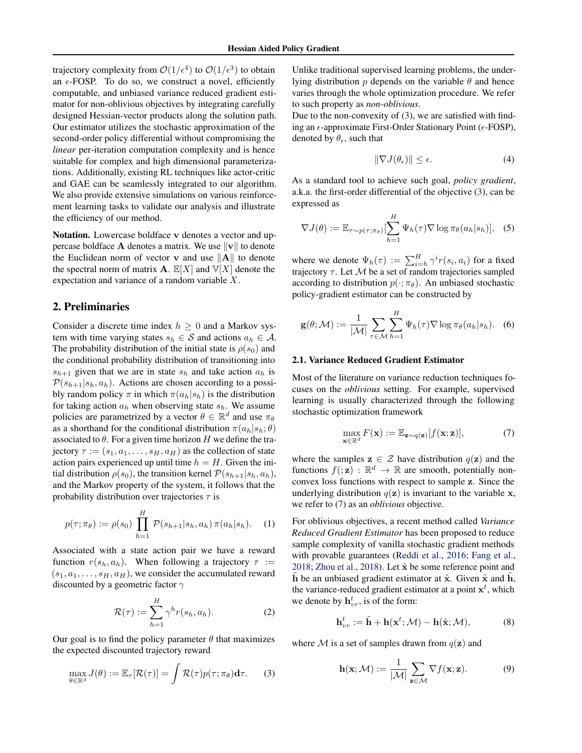trajectory complexity from $\mathcal{O}(1/\epsilon^4)$ to $\mathcal{O}(1/\epsilon^3)$ to obtain an $\epsilon$-FOSP. To do so, we construct a novel, efficiently computable, and unbiased variance reduced gradient estimator for non-oblivious objectives by integrating carefully designed Hessian-vector products along the solution path. Our estimator utilizes the stochastic approximation of the second-order policy differential without compromising the *linear* per-iteration computation complexity and is hence suitable for complex and high dimensional parameterizations. Additionally, existing RL techniques like actor-critic and GAE can be seamlessly integrated to our algorithm. We also provide extensive simulations on various reinforcement learning tasks to validate our analysis and illustrate the efficiency of our method.

**Notation.** Lowercase boldface $\mathbf{v}$ denotes a vector and uppercase boldface $\mathbf{A}$ denotes a matrix. We use $\|\mathbf{v}\|$ to denote the Euclidean norm of vector $\mathbf{v}$ and use $\|\mathbf{A}\|$ to denote the spectral norm of matrix $\mathbf{A}$. $\mathbb{E}[X]$ and $\mathbb{V}[X]$ denote the expectation and variance of a random variable $X$.

## 2. Preliminaries

Consider a discrete time index $h \geq 0$ and a Markov system with time varying states $s_h \in \mathcal{S}$ and actions $a_h \in \mathcal{A}$. The probability distribution of the initial state is $\rho(s_0)$ and the conditional probability distribution of transitioning into $s_{h+1}$ given that we are in state $s_h$ and take action $a_h$ is $\mathcal{P}(s_{h+1}|s_h, a_h)$. Actions are chosen according to a possibly random policy $\pi$ in which $\pi(a_h|s_h)$ is the distribution for taking action $a_h$ when observing state $s_h$. We assume policies are parametrized by a vector $\theta \in \mathbb{R}^d$ and use $\pi_\theta$ as a shorthand for the conditional distribution $\pi(a_h|s_h;\theta)$ associated to $\theta$. For a given time horizon $H$ we define the trajectory $\tau := (s_1, a_1, \ldots, s_H, a_H)$ as the collection of state action pairs experienced up until time $h = H$. Given the initial distribution $\rho(s_0)$, the transition kernel $\mathcal{P}(s_{h+1}|s_h, a_h)$, and the Markov property of the system, it follows that the probability distribution over trajectories $\tau$ is

$$p(\tau; \pi_\theta) := \rho(s_0) \prod_{h=1}^{H} \mathcal{P}(s_{h+1}|s_h, a_h)\, \pi(a_h|s_h). \quad (1)$$

Associated with a state action pair we have a reward function $r(s_h, a_h)$. When following a trajectory $\tau := (s_1, a_1, \ldots, s_H, a_H)$, we consider the accumulated reward discounted by a geometric factor $\gamma$

$$\mathcal{R}(\tau) := \sum_{h=1}^{H} \gamma^h r(s_h, a_h). \quad (2)$$

Our goal is to find the policy parameter $\theta$ that maximizes the expected discounted trajectory reward

$$\max_{\theta \in \mathbb{R}^d} J(\theta) := \mathbb{E}_\tau[\mathcal{R}(\tau)] = \int \mathcal{R}(\tau) p(\tau; \pi_\theta) \mathbf{d}\tau. \quad (3)$$

Unlike traditional supervised learning problems, the underlying distribution $p$ depends on the variable $\theta$ and hence varies through the whole optimization procedure. We refer to such property as *non-oblivious*.

Due to the non-convexity of (3), we are satisfied with finding an $\epsilon$-approximate First-Order Stationary Point ($\epsilon$-FOSP), denoted by $\theta_\epsilon$, such that

$$\|\nabla J(\theta_\epsilon)\| \leq \epsilon. \quad (4)$$

As a standard tool to achieve such goal, *policy gradient*, a.k.a. the first-order differential of the objective (3), can be expressed as

$$\nabla J(\theta) := \mathbb{E}_{\tau \sim p(\tau; \pi_\theta)}[\sum_{h=1}^{H} \Psi_h(\tau) \nabla \log \pi_\theta(a_h|s_h)], \quad (5)$$

where we denote $\Psi_h(\tau) := \sum_{i=h}^{H} \gamma^i r(s_i, a_i)$ for a fixed trajectory $\tau$. Let $\mathcal{M}$ be a set of random trajectories sampled according to distribution $p(\cdot; \pi_\theta)$. An unbiased stochastic policy-gradient estimator can be constructed by

$$\mathbf{g}(\theta; \mathcal{M}) := \frac{1}{|\mathcal{M}|} \sum_{\tau \in \mathcal{M}} \sum_{h=1}^{H} \Psi_h(\tau) \nabla \log \pi_\theta(a_h|s_h). \quad (6)$$

### 2.1. Variance Reduced Gradient Estimator

Most of the literature on variance reduction techniques focuses on the *oblivious* setting. For example, supervised learning is usually characterized through the following stochastic optimization framework

$$\max_{\mathbf{x} \in \mathbb{R}^d} F(\mathbf{x}) := \mathbb{E}_{\mathbf{z} \sim q(\mathbf{z})}[f(\mathbf{x}; \mathbf{z})], \quad (7)$$

where the samples $\mathbf{z} \in \mathcal{Z}$ have distribution $q(\mathbf{z})$ and the functions $f(; \mathbf{z}) : \mathbb{R}^d \to \mathbb{R}$ are smooth, potentially nonconvex loss functions with respect to sample $\mathbf{z}$. Since the underlying distribution $q(\mathbf{z})$ is invariant to the variable $\mathbf{x}$, we refer to (7) as an *oblivious* objective.

For oblivious objectives, a recent method called *Variance Reduced Gradient Estimator* has been proposed to reduce sample complexity of vanilla stochastic gradient methods with provable guarantees (Reddi et al., 2016; Fang et al., 2018; Zhou et al., 2018). Let $\tilde{\mathbf{x}}$ be some reference point and $\tilde{\mathbf{h}}$ be an unbiased gradient estimator at $\tilde{\mathbf{x}}$. Given $\tilde{\mathbf{x}}$ and $\tilde{\mathbf{h}}$, the variance-reduced gradient estimator at a point $\mathbf{x}^t$, which we denote by $\mathbf{h}_{vr}^t$, is of the form:

$$\mathbf{h}_{vr}^t := \tilde{\mathbf{h}} + \mathbf{h}(\mathbf{x}^t; \mathcal{M}) - \mathbf{h}(\tilde{\mathbf{x}}; \mathcal{M}), \quad (8)$$

where $\mathcal{M}$ is a set of samples drawn from $q(\mathbf{z})$ and

$$\mathbf{h}(\mathbf{x}; \mathcal{M}) := \frac{1}{|\mathcal{M}|} \sum_{\mathbf{z} \in \mathcal{M}} \nabla f(\mathbf{x}; \mathbf{z}). \quad (9)$$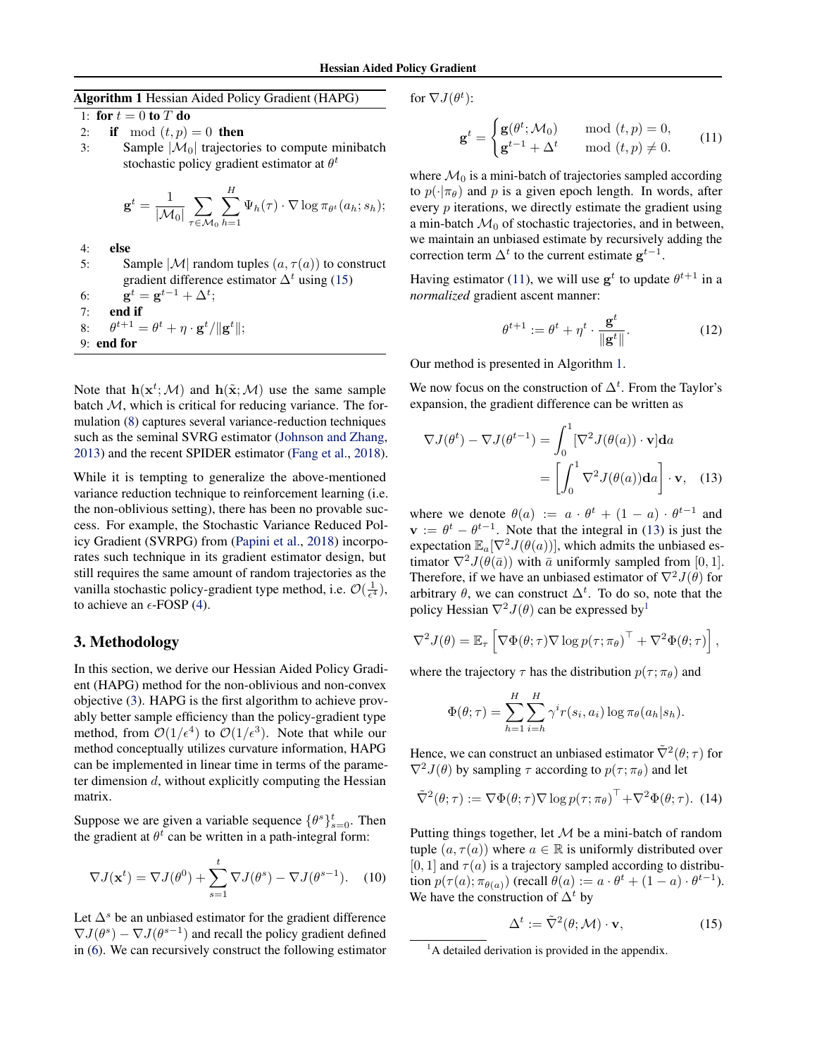**Algorithm 1** Hessian Aided Policy Gradient (HAPG)

```
1: for t = 0 to T do
2:    if mod(t, p) = 0 then
3:       Sample |M_0| trajectories to compute minibatch
         stochastic policy gradient estimator at θ^t
           g^t = (1/|M_0|) Σ_{τ∈M_0} Σ_{h=1}^{H} Ψ_h(τ) · ∇ log π_{θ^t}(a_h; s_h);
4:    else
5:       Sample |M| random tuples (a, τ(a)) to construct
         gradient difference estimator Δ^t using (15)
6:       g^t = g^{t-1} + Δ^t;
7:    end if
8:    θ^{t+1} = θ^t + η · g^t/‖g^t‖;
9: end for
```

Note that $\mathbf{h}(\mathbf{x}^t; \mathcal{M})$ and $\mathbf{h}(\tilde{\mathbf{x}}; \mathcal{M})$ use the same sample batch $\mathcal{M}$, which is critical for reducing variance. The formulation (8) captures several variance-reduction techniques such as the seminal SVRG estimator (Johnson and Zhang, 2013) and the recent SPIDER estimator (Fang et al., 2018).

While it is tempting to generalize the above-mentioned variance reduction technique to reinforcement learning (i.e. the non-oblivious setting), there has been no provable success. For example, the Stochastic Variance Reduced Policy Gradient (SVRPG) from (Papini et al., 2018) incorporates such technique in its gradient estimator design, but still requires the same amount of random trajectories as the vanilla stochastic policy-gradient type method, i.e. $\mathcal{O}(\frac{1}{\epsilon^4})$, to achieve an $\epsilon$-FOSP (4).

## 3. Methodology

In this section, we derive our Hessian Aided Policy Gradient (HAPG) method for the non-oblivious and non-convex objective (3). HAPG is the first algorithm to achieve provably better sample efficiency than the policy-gradient type method, from $\mathcal{O}(1/\epsilon^4)$ to $\mathcal{O}(1/\epsilon^3)$. Note that while our method conceptually utilizes curvature information, HAPG can be implemented in linear time in terms of the parameter dimension $d$, without explicitly computing the Hessian matrix.

Suppose we are given a variable sequence $\{\theta^s\}_{s=0}^t$. Then the gradient at $\theta^t$ can be written in a path-integral form:

$$\nabla J(\mathbf{x}^t) = \nabla J(\theta^0) + \sum_{s=1}^{t} \nabla J(\theta^s) - \nabla J(\theta^{s-1}). \quad (10)$$

Let $\Delta^s$ be an unbiased estimator for the gradient difference $\nabla J(\theta^s) - \nabla J(\theta^{s-1})$ and recall the policy gradient defined in (6). We can recursively construct the following estimator for $\nabla J(\theta^t)$:

$$\mathbf{g}^t = \begin{cases} \mathbf{g}(\theta^t; \mathcal{M}_0) & \mod(t, p) = 0, \\ \mathbf{g}^{t-1} + \Delta^t & \mod(t, p) \neq 0. \end{cases} \quad (11)$$

where $\mathcal{M}_0$ is a mini-batch of trajectories sampled according to $p(\cdot|\pi_\theta)$ and $p$ is a given epoch length. In words, after every $p$ iterations, we directly estimate the gradient using a min-batch $\mathcal{M}_0$ of stochastic trajectories, and in between, we maintain an unbiased estimate by recursively adding the correction term $\Delta^t$ to the current estimate $\mathbf{g}^{t-1}$.

Having estimator (11), we will use $\mathbf{g}^t$ to update $\theta^{t+1}$ in a *normalized* gradient ascent manner:

$$\theta^{t+1} := \theta^t + \eta^t \cdot \frac{\mathbf{g}^t}{\|\mathbf{g}^t\|}. \quad (12)$$

Our method is presented in Algorithm 1.

We now focus on the construction of $\Delta^t$. From the Taylor's expansion, the gradient difference can be written as

$$\begin{aligned} \nabla J(\theta^t) - \nabla J(\theta^{t-1}) &= \int_0^1 [\nabla^2 J(\theta(a)) \cdot \mathbf{v}] \mathbf{d}a \\ &= \left[\int_0^1 \nabla^2 J(\theta(a)) \mathbf{d}a\right] \cdot \mathbf{v}, \quad (13) \end{aligned}$$

where we denote $\theta(a) := a \cdot \theta^t + (1-a) \cdot \theta^{t-1}$ and $\mathbf{v} := \theta^t - \theta^{t-1}$. Note that the integral in (13) is just the expectation $\mathbb{E}_a[\nabla^2 J(\theta(a))]$, which admits the unbiased estimator $\nabla^2 J(\theta(\bar{a}))$ with $\bar{a}$ uniformly sampled from $[0, 1]$. Therefore, if we have an unbiased estimator of $\nabla^2 J(\theta)$ for arbitrary $\theta$, we can construct $\Delta^t$. To do so, note that the policy Hessian $\nabla^2 J(\theta)$ can be expressed by[1]

$$\nabla^2 J(\theta) = \mathbb{E}_\tau \left[\nabla \Phi(\theta; \tau) \nabla \log p(\tau; \pi_\theta)^\top + \nabla^2 \Phi(\theta; \tau)\right],$$

where the trajectory $\tau$ has the distribution $p(\tau; \pi_\theta)$ and

$$\Phi(\theta; \tau) = \sum_{h=1}^{H} \sum_{i=h}^{H} \gamma^i r(s_i, a_i) \log \pi_\theta(a_h|s_h).$$

Hence, we can construct an unbiased estimator $\tilde{\nabla}^2(\theta; \tau)$ for $\nabla^2 J(\theta)$ by sampling $\tau$ according to $p(\tau; \pi_\theta)$ and let

$$\tilde{\nabla}^2(\theta; \tau) := \nabla \Phi(\theta; \tau) \nabla \log p(\tau; \pi_\theta)^\top + \nabla^2 \Phi(\theta; \tau). \quad (14)$$

Putting things together, let $\mathcal{M}$ be a mini-batch of random tuple $(a, \tau(a))$ where $a \in \mathbb{R}$ is uniformly distributed over $[0, 1]$ and $\tau(a)$ is a trajectory sampled according to distribution $p(\tau(a); \pi_{\theta(a)})$ (recall $\theta(a) := a \cdot \theta^t + (1-a) \cdot \theta^{t-1}$). We have the construction of $\Delta^t$ by

$$\Delta^t := \tilde{\nabla}^2(\theta; \mathcal{M}) \cdot \mathbf{v}, \quad (15)$$

[1] A detailed derivation is provided in the appendix.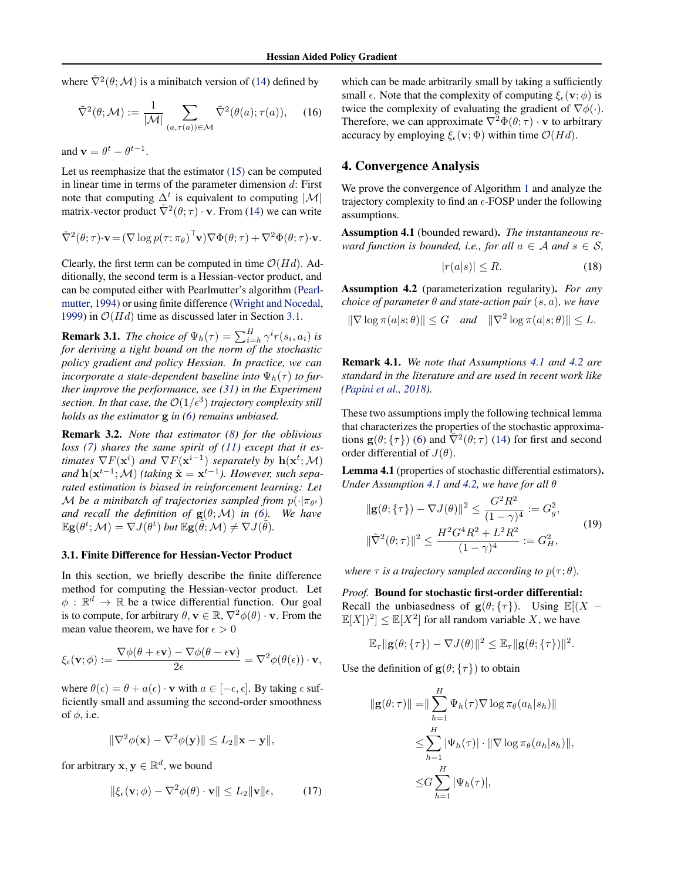where $\tilde{\nabla}^2(\theta; \mathcal{M})$ is a minibatch version of (14) defined by

$$\tilde{\nabla}^2(\theta; \mathcal{M}) := \frac{1}{|\mathcal{M}|} \sum_{(a, \tau(a)) \in \mathcal{M}} \tilde{\nabla}^2(\theta(a); \tau(a)), \tag{16}$$

and $\mathbf{v} = \theta^t - \theta^{t-1}$.

Let us reemphasize that the estimator (15) can be computed in linear time in terms of the parameter dimension $d$: First note that computing $\Delta^t$ is equivalent to computing $|\mathcal{M}|$ matrix-vector product $\tilde{\nabla}^2(\theta; \tau) \cdot \mathbf{v}$. From (14) we can write

$$\tilde{\nabla}^2(\theta; \tau) \cdot \mathbf{v} = (\nabla \log p(\tau; \pi_\theta)^\top \mathbf{v}) \nabla \Phi(\theta; \tau) + \nabla^2 \Phi(\theta; \tau) \cdot \mathbf{v}.$$

Clearly, the first term can be computed in time $\mathcal{O}(Hd)$. Additionally, the second term is a Hessian-vector product, and can be computed either with Pearlmutter's algorithm (Pearlmutter, 1994) or using finite difference (Wright and Nocedal, 1999) in $\mathcal{O}(Hd)$ time as discussed later in Section 3.1.

**Remark 3.1.** *The choice of $\Psi_h(\tau) = \sum_{i=h}^H \gamma^i r(s_i, a_i)$ is for deriving a tight bound on the norm of the stochastic policy gradient and policy Hessian. In practice, we can incorporate a state-dependent baseline into $\Psi_h(\tau)$ to further improve the performance, see (31) in the Experiment section. In that case, the $\mathcal{O}(1/\epsilon^3)$ trajectory complexity still holds as the estimator $\mathbf{g}$ in (6) remains unbiased.*

**Remark 3.2.** *Note that estimator (8) for the oblivious loss (7) shares the same spirit of (11) except that it estimates $\nabla F(\mathbf{x}^i)$ and $\nabla F(\mathbf{x}^{i-1})$ separately by $\mathbf{h}(\mathbf{x}^t; \mathcal{M})$ and $\mathbf{h}(\mathbf{x}^{t-1}; \mathcal{M})$ (taking $\tilde{\mathbf{x}} = \mathbf{x}^{t-1}$). However, such separated estimation is biased in reinforcement learning: Let $\mathcal{M}$ be a minibatch of trajectories sampled from $p(\cdot|\pi_{\theta^t})$ and recall the definition of $\mathbf{g}(\theta; \mathcal{M})$ in (6). We have $\mathbb{E}\mathbf{g}(\theta^t; \mathcal{M}) = \nabla J(\theta^t)$ but $\mathbb{E}\mathbf{g}(\tilde{\theta}; \mathcal{M}) \neq \nabla J(\tilde{\theta})$.*

### 3.1. Finite Difference for Hessian-Vector Product

In this section, we briefly describe the finite difference method for computing the Hessian-vector product. Let $\phi : \mathbb{R}^d \to \mathbb{R}$ be a twice differential function. Our goal is to compute, for arbitrary $\theta, \mathbf{v} \in \mathbb{R}$, $\nabla^2 \phi(\theta) \cdot \mathbf{v}$. From the mean value theorem, we have for $\epsilon > 0$

$$\xi_\epsilon(\mathbf{v}; \phi) := \frac{\nabla \phi(\theta + \epsilon \mathbf{v}) - \nabla \phi(\theta - \epsilon \mathbf{v})}{2\epsilon} = \nabla^2 \phi(\theta(\epsilon)) \cdot \mathbf{v},$$

where $\theta(\epsilon) = \theta + a(\epsilon) \cdot \mathbf{v}$ with $a \in [-\epsilon, \epsilon]$. By taking $\epsilon$ sufficiently small and assuming the second-order smoothness of $\phi$, i.e.

$$\|\nabla^2 \phi(\mathbf{x}) - \nabla^2 \phi(\mathbf{y})\| \leq L_2 \|\mathbf{x} - \mathbf{y}\|,$$

for arbitrary $\mathbf{x}, \mathbf{y} \in \mathbb{R}^d$, we bound

$$\|\xi_\epsilon(\mathbf{v}; \phi) - \nabla^2 \phi(\theta) \cdot \mathbf{v}\| \leq L_2 \|\mathbf{v}\| \epsilon, \tag{17}$$

which can be made arbitrarily small by taking a sufficiently small $\epsilon$. Note that the complexity of computing $\xi_\epsilon(\mathbf{v}; \phi)$ is twice the complexity of evaluating the gradient of $\nabla \phi(\cdot)$. Therefore, we can approximate $\nabla^2 \Phi(\theta; \tau) \cdot \mathbf{v}$ to arbitrary accuracy by employing $\xi_\epsilon(\mathbf{v}; \Phi)$ within time $\mathcal{O}(Hd)$.

## 4. Convergence Analysis

We prove the convergence of Algorithm 1 and analyze the trajectory complexity to find an $\epsilon$-FOSP under the following assumptions.

**Assumption 4.1** (bounded reward). *The instantaneous reward function is bounded, i.e., for all $a \in \mathcal{A}$ and $s \in \mathcal{S}$,*

$$|r(a|s)| \leq R. \tag{18}$$

**Assumption 4.2** (parameterization regularity). *For any choice of parameter $\theta$ and state-action pair $(s, a)$, we have*

$$\|\nabla \log \pi(a|s; \theta)\| \leq G \quad \text{and} \quad \|\nabla^2 \log \pi(a|s; \theta)\| \leq L.$$

**Remark 4.1.** *We note that Assumptions 4.1 and 4.2 are standard in the literature and are used in recent work like (Papini et al., 2018).*

These two assumptions imply the following technical lemma that characterizes the properties of the stochastic approximations $\mathbf{g}(\theta; \{\tau\})$ (6) and $\tilde{\nabla}^2(\theta; \tau)$ (14) for first and second order differential of $J(\theta)$.

**Lemma 4.1** (properties of stochastic differential estimators). *Under Assumption 4.1 and 4.2, we have for all $\theta$*

$$\begin{aligned} \|\mathbf{g}(\theta; \{\tau\}) - \nabla J(\theta)\|^2 &\leq \frac{G^2 R^2}{(1-\gamma)^4} := G_g^2, \\ \|\tilde{\nabla}^2(\theta; \tau)\|^2 &\leq \frac{H^2 G^4 R^2 + L^2 R^2}{(1-\gamma)^4} := G_H^2, \end{aligned} \tag{19}$$

*where $\tau$ is a trajectory sampled according to $p(\tau; \theta)$.*

*Proof.* **Bound for stochastic first-order differential:** Recall the unbiasedness of $\mathbf{g}(\theta; \{\tau\})$. Using $\mathbb{E}[(X - \mathbb{E}[X])^2] \leq \mathbb{E}[X^2]$ for all random variable $X$, we have

$$\mathbb{E}_\tau \|\mathbf{g}(\theta; \{\tau\}) - \nabla J(\theta)\|^2 \leq \mathbb{E}_\tau \|\mathbf{g}(\theta; \{\tau\})\|^2.$$

Use the definition of $\mathbf{g}(\theta; \{\tau\})$ to obtain

$$\begin{aligned} \|\mathbf{g}(\theta; \tau)\| &= \| \sum_{h=1}^H \Psi_h(\tau) \nabla \log \pi_\theta(a_h|s_h) \| \\ &\leq \sum_{h=1}^H |\Psi_h(\tau)| \cdot \|\nabla \log \pi_\theta(a_h|s_h)\|, \\ &\leq G \sum_{h=1}^H |\Psi_h(\tau)|, \end{aligned}$$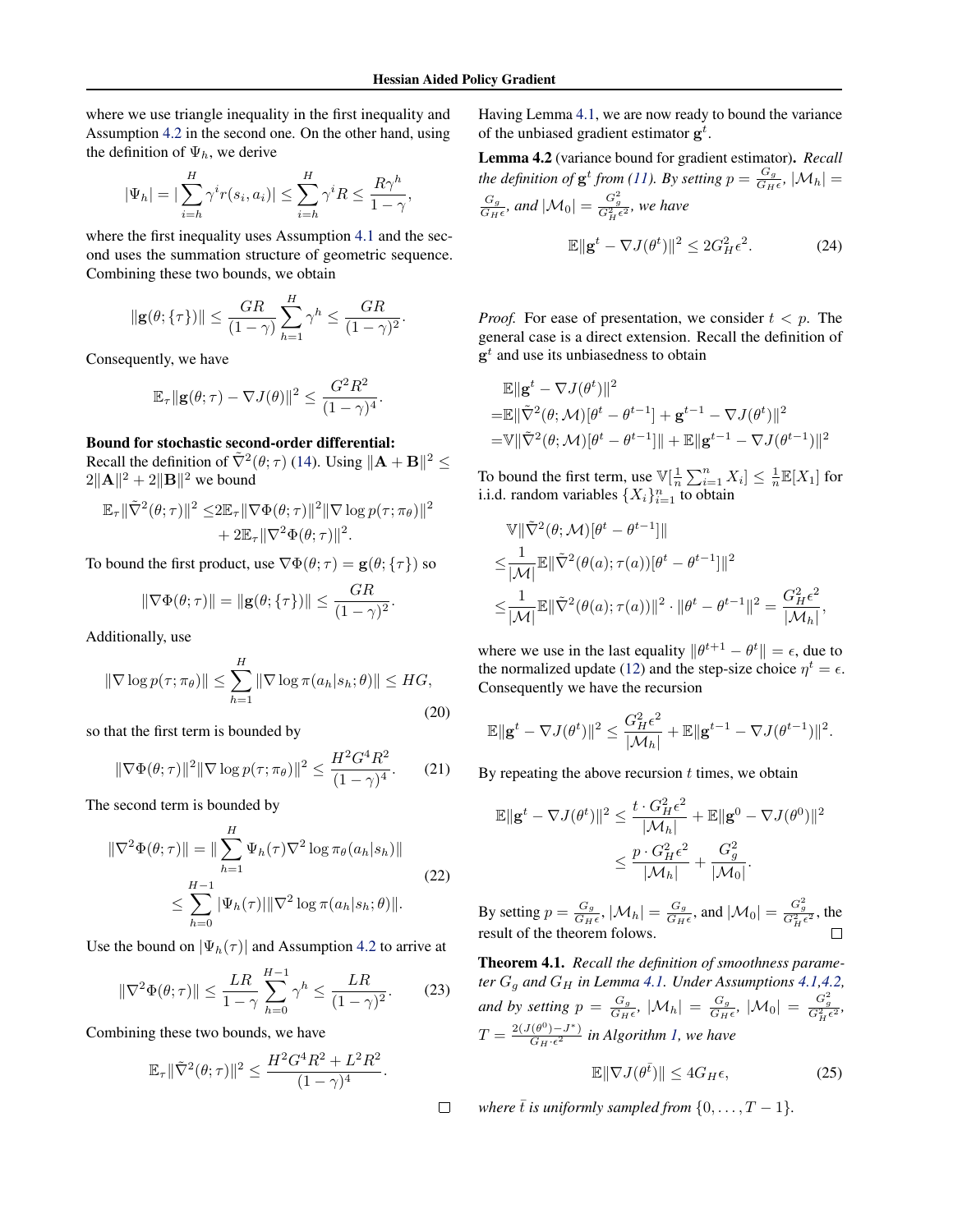where we use triangle inequality in the first inequality and Assumption 4.2 in the second one. On the other hand, using the definition of $\Psi_h$, we derive

$$|\Psi_h| = |\sum_{i=h}^{H} \gamma^i r(s_i, a_i)| \leq \sum_{i=h}^{H} \gamma^i R \leq \frac{R\gamma^h}{1-\gamma},$$

where the first inequality uses Assumption 4.1 and the second uses the summation structure of geometric sequence. Combining these two bounds, we obtain

$$\|\mathbf{g}(\theta; \{\tau\})\| \leq \frac{GR}{(1-\gamma)} \sum_{h=1}^{H} \gamma^h \leq \frac{GR}{(1-\gamma)^2}.$$

Consequently, we have

$$\mathbb{E}_\tau \|\mathbf{g}(\theta; \tau) - \nabla J(\theta)\|^2 \leq \frac{G^2 R^2}{(1-\gamma)^4}.$$

**Bound for stochastic second-order differential:** Recall the definition of $\tilde{\nabla}^2(\theta; \tau)$ (14). Using $\|\mathbf{A} + \mathbf{B}\|^2 \leq 2\|\mathbf{A}\|^2 + 2\|\mathbf{B}\|^2$ we bound

$$\begin{aligned}\mathbb{E}_\tau \|\tilde{\nabla}^2(\theta; \tau)\|^2 \leq & 2\mathbb{E}_\tau \|\nabla \Phi(\theta; \tau)\|^2 \|\nabla \log p(\tau; \pi_\theta)\|^2 \\ & + 2\mathbb{E}_\tau \|\nabla^2 \Phi(\theta; \tau)\|^2.\end{aligned}$$

To bound the first product, use $\nabla \Phi(\theta; \tau) = \mathbf{g}(\theta; \{\tau\})$ so

$$\|\nabla \Phi(\theta; \tau)\| = \|\mathbf{g}(\theta; \{\tau\})\| \leq \frac{GR}{(1-\gamma)^2}.$$

Additionally, use

$$\|\nabla \log p(\tau; \pi_\theta)\| \leq \sum_{h=1}^{H} \|\nabla \log \pi(a_h|s_h; \theta)\| \leq HG, \tag{20}$$

so that the first term is bounded by

$$\|\nabla \Phi(\theta; \tau)\|^2 \|\nabla \log p(\tau; \pi_\theta)\|^2 \leq \frac{H^2 G^4 R^2}{(1-\gamma)^4}. \tag{21}$$

The second term is bounded by

$$\begin{aligned}\|\nabla^2 \Phi(\theta; \tau)\| &= \|\sum_{h=1}^{H} \Psi_h(\tau) \nabla^2 \log \pi_\theta(a_h|s_h)\| \\ &\leq \sum_{h=0}^{H-1} |\Psi_h(\tau)| \|\nabla^2 \log \pi(a_h|s_h; \theta)\|.\end{aligned} \tag{22}$$

Use the bound on $|\Psi_h(\tau)|$ and Assumption 4.2 to arrive at

$$\|\nabla^2 \Phi(\theta; \tau)\| \leq \frac{LR}{1-\gamma} \sum_{h=0}^{H-1} \gamma^h \leq \frac{LR}{(1-\gamma)^2}. \tag{23}$$

Combining these two bounds, we have

$$\mathbb{E}_\tau \|\tilde{\nabla}^2(\theta; \tau)\|^2 \leq \frac{H^2 G^4 R^2 + L^2 R^2}{(1-\gamma)^4}.$$

□

Having Lemma 4.1, we are now ready to bound the variance of the unbiased gradient estimator $\mathbf{g}^t$.

**Lemma 4.2** (variance bound for gradient estimator)**.** *Recall the definition of $\mathbf{g}^t$ from (11). By setting $p = \frac{G_g}{G_H \epsilon}$, $|\mathcal{M}_h| = \frac{G_g}{G_H \epsilon}$, and $|\mathcal{M}_0| = \frac{G_g^2}{G_H^2 \epsilon^2}$, we have*

$$\mathbb{E}\|\mathbf{g}^t - \nabla J(\theta^t)\|^2 \leq 2G_H^2 \epsilon^2. \tag{24}$$

*Proof.* For ease of presentation, we consider $t < p$. The general case is a direct extension. Recall the definition of $\mathbf{g}^t$ and use its unbiasedness to obtain

$$\begin{aligned}&\mathbb{E}\|\mathbf{g}^t - \nabla J(\theta^t)\|^2 \\ =&\mathbb{E}\|\tilde{\nabla}^2(\theta; \mathcal{M})[\theta^t - \theta^{t-1}] + \mathbf{g}^{t-1} - \nabla J(\theta^t)\|^2 \\ =&\mathbb{V}\|\tilde{\nabla}^2(\theta; \mathcal{M})[\theta^t - \theta^{t-1}]\| + \mathbb{E}\|\mathbf{g}^{t-1} - \nabla J(\theta^{t-1})\|^2\end{aligned}$$

To bound the first term, use $\mathbb{V}[\frac{1}{n}\sum_{i=1}^{n} X_i] \leq \frac{1}{n}\mathbb{E}[X_1]$ for i.i.d. random variables $\{X_i\}_{i=1}^n$ to obtain

$$\begin{aligned}&\mathbb{V}\|\tilde{\nabla}^2(\theta; \mathcal{M})[\theta^t - \theta^{t-1}]\| \\ \leq& \frac{1}{|\mathcal{M}|}\mathbb{E}\|\tilde{\nabla}^2(\theta(a); \tau(a))[\theta^t - \theta^{t-1}]\|^2 \\ \leq& \frac{1}{|\mathcal{M}|}\mathbb{E}\|\tilde{\nabla}^2(\theta(a); \tau(a))\|^2 \cdot \|\theta^t - \theta^{t-1}\|^2 = \frac{G_H^2 \epsilon^2}{|\mathcal{M}_h|},\end{aligned}$$

where we use in the last equality $\|\theta^{t+1} - \theta^t\| = \epsilon$, due to the normalized update (12) and the step-size choice $\eta^t = \epsilon$. Consequently we have the recursion

$$\mathbb{E}\|\mathbf{g}^t - \nabla J(\theta^t)\|^2 \leq \frac{G_H^2 \epsilon^2}{|\mathcal{M}_h|} + \mathbb{E}\|\mathbf{g}^{t-1} - \nabla J(\theta^{t-1})\|^2.$$

By repeating the above recursion $t$ times, we obtain

$$\begin{aligned}\mathbb{E}\|\mathbf{g}^t - \nabla J(\theta^t)\|^2 &\leq \frac{t \cdot G_H^2 \epsilon^2}{|\mathcal{M}_h|} + \mathbb{E}\|\mathbf{g}^0 - \nabla J(\theta^0)\|^2 \\ &\leq \frac{p \cdot G_H^2 \epsilon^2}{|\mathcal{M}_h|} + \frac{G_g^2}{|\mathcal{M}_0|}.\end{aligned}$$

By setting $p = \frac{G_g}{G_H \epsilon}$, $|\mathcal{M}_h| = \frac{G_g}{G_H \epsilon}$, and $|\mathcal{M}_0| = \frac{G_g^2}{G_H^2 \epsilon^2}$, the result of the theorem folows. □

**Theorem 4.1.** *Recall the definition of smoothness parameter $G_g$ and $G_H$ in Lemma 4.1. Under Assumptions 4.1,4.2, and by setting $p = \frac{G_g}{G_H \epsilon}$, $|\mathcal{M}_h| = \frac{G_g}{G_H \epsilon}$, $|\mathcal{M}_0| = \frac{G_g^2}{G_H^2 \epsilon^2}$, $T = \frac{2(J(\theta^0) - J^*)}{G_H \cdot \epsilon^2}$ in Algorithm 1, we have*

$$\mathbb{E}\|\nabla J(\theta^{\bar{t}})\| \leq 4G_H \epsilon, \tag{25}$$

*where $\bar{t}$ is uniformly sampled from $\{0, \ldots, T-1\}$.*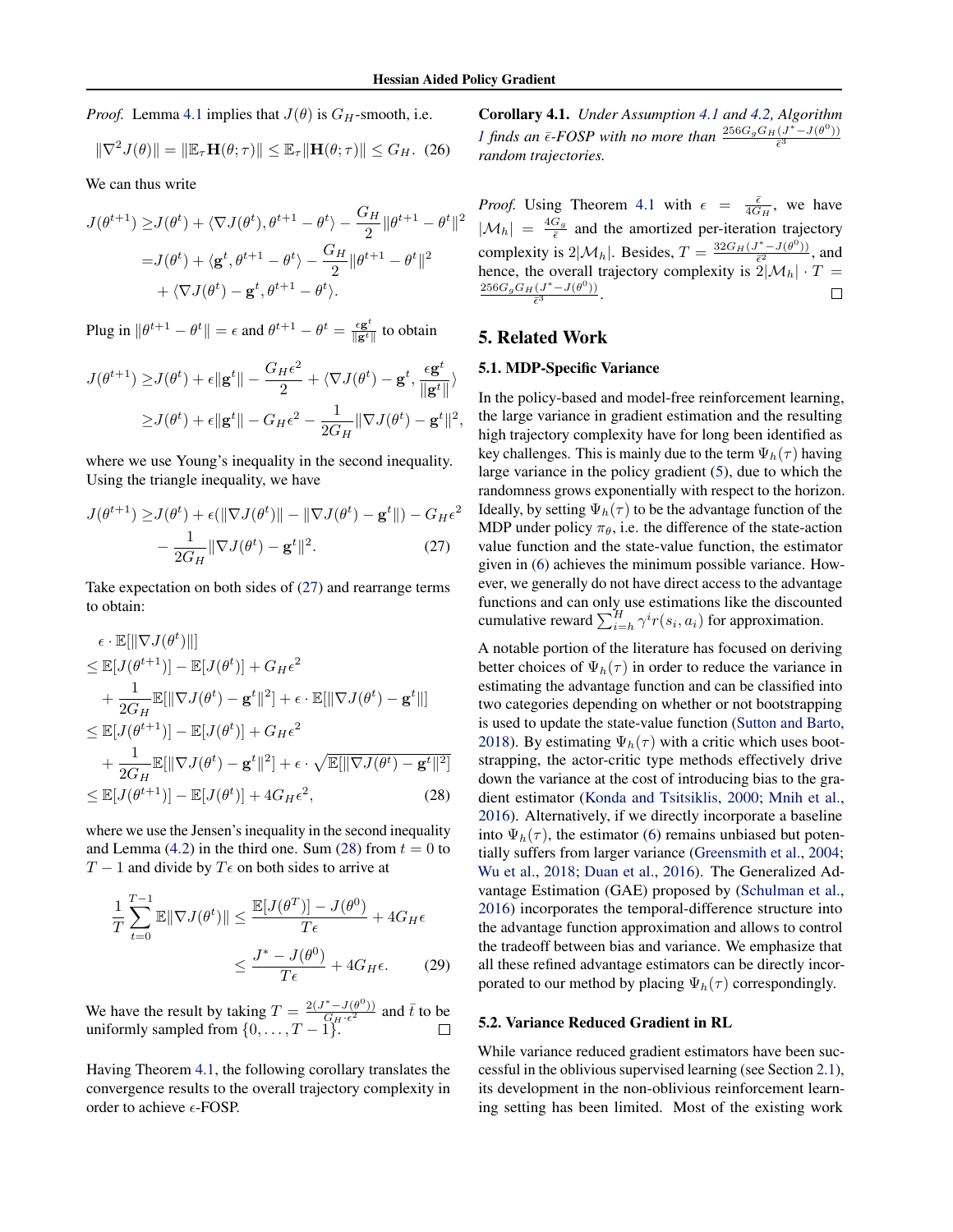*Proof.* Lemma 4.1 implies that $J(\theta)$ is $G_H$-smooth, i.e.

$$\|\nabla^2 J(\theta)\| = \|\mathbb{E}_\tau \mathbf{H}(\theta;\tau)\| \leq \mathbb{E}_\tau \|\mathbf{H}(\theta;\tau)\| \leq G_H. \quad (26)$$

We can thus write

$$\begin{aligned} J(\theta^{t+1}) \geq & J(\theta^t) + \langle \nabla J(\theta^t), \theta^{t+1} - \theta^t \rangle - \frac{G_H}{2}\|\theta^{t+1} - \theta^t\|^2 \\ = & J(\theta^t) + \langle \mathbf{g}^t, \theta^{t+1} - \theta^t \rangle - \frac{G_H}{2}\|\theta^{t+1} - \theta^t\|^2 \\ & + \langle \nabla J(\theta^t) - \mathbf{g}^t, \theta^{t+1} - \theta^t \rangle. \end{aligned}$$

Plug in $\|\theta^{t+1} - \theta^t\| = \epsilon$ and $\theta^{t+1} - \theta^t = \frac{\epsilon \mathbf{g}^t}{\|\mathbf{g}^t\|}$ to obtain

$$\begin{aligned} J(\theta^{t+1}) \geq & J(\theta^t) + \epsilon\|\mathbf{g}^t\| - \frac{G_H\epsilon^2}{2} + \langle \nabla J(\theta^t) - \mathbf{g}^t, \frac{\epsilon \mathbf{g}^t}{\|\mathbf{g}^t\|} \rangle \\ \geq & J(\theta^t) + \epsilon\|\mathbf{g}^t\| - G_H\epsilon^2 - \frac{1}{2G_H}\|\nabla J(\theta^t) - \mathbf{g}^t\|^2, \end{aligned}$$

where we use Young's inequality in the second inequality. Using the triangle inequality, we have

$$\begin{aligned} J(\theta^{t+1}) \geq & J(\theta^t) + \epsilon(\|\nabla J(\theta^t)\| - \|\nabla J(\theta^t) - \mathbf{g}^t\|) - G_H\epsilon^2 \\ & - \frac{1}{2G_H}\|\nabla J(\theta^t) - \mathbf{g}^t\|^2. \end{aligned} \quad (27)$$

Take expectation on both sides of (27) and rearrange terms to obtain:

$$\begin{aligned} & \epsilon \cdot \mathbb{E}[\|\nabla J(\theta^t)\|] \\ \leq & \mathbb{E}[J(\theta^{t+1})] - \mathbb{E}[J(\theta^t)] + G_H\epsilon^2 \\ & + \frac{1}{2G_H}\mathbb{E}[\|\nabla J(\theta^t) - \mathbf{g}^t\|^2] + \epsilon \cdot \mathbb{E}[\|\nabla J(\theta^t) - \mathbf{g}^t\|] \\ \leq & \mathbb{E}[J(\theta^{t+1})] - \mathbb{E}[J(\theta^t)] + G_H\epsilon^2 \\ & + \frac{1}{2G_H}\mathbb{E}[\|\nabla J(\theta^t) - \mathbf{g}^t\|^2] + \epsilon \cdot \sqrt{\mathbb{E}[\|\nabla J(\theta^t) - \mathbf{g}^t\|^2]} \\ \leq & \mathbb{E}[J(\theta^{t+1})] - \mathbb{E}[J(\theta^t)] + 4G_H\epsilon^2, \end{aligned} \quad (28)$$

where we use the Jensen's inequality in the second inequality and Lemma (4.2) in the third one. Sum (28) from $t = 0$ to $T - 1$ and divide by $T\epsilon$ on both sides to arrive at

$$\begin{aligned} \frac{1}{T}\sum_{t=0}^{T-1}\mathbb{E}\|\nabla J(\theta^t)\| \leq & \frac{\mathbb{E}[J(\theta^T)] - J(\theta^0)}{T\epsilon} + 4G_H\epsilon \\ \leq & \frac{J^* - J(\theta^0)}{T\epsilon} + 4G_H\epsilon. \end{aligned} \quad (29)$$

We have the result by taking $T = \frac{2(J^* - J(\theta^0))}{G_H \cdot \epsilon^2}$ and $\bar{t}$ to be uniformly sampled from $\{0, \ldots, T-1\}$. ∎

Having Theorem 4.1, the following corollary translates the convergence results to the overall trajectory complexity in order to achieve $\epsilon$-FOSP.

**Corollary 4.1.** *Under Assumption 4.1 and 4.2, Algorithm 1 finds an $\bar{\epsilon}$-FOSP with no more than $\frac{256 G_g G_H (J^* - J(\theta^0))}{\bar{\epsilon}^3}$ random trajectories.*

*Proof.* Using Theorem 4.1 with $\epsilon = \frac{\bar{\epsilon}}{4G_H}$, we have $|\mathcal{M}_h| = \frac{4G_g}{\bar{\epsilon}}$ and the amortized per-iteration trajectory complexity is $2|\mathcal{M}_h|$. Besides, $T = \frac{32 G_H (J^* - J(\theta^0))}{\bar{\epsilon}^2}$, and hence, the overall trajectory complexity is $2|\mathcal{M}_h| \cdot T = \frac{256 G_g G_H (J^* - J(\theta^0))}{\bar{\epsilon}^3}$. ∎

## 5. Related Work

### 5.1. MDP-Specific Variance

In the policy-based and model-free reinforcement learning, the large variance in gradient estimation and the resulting high trajectory complexity have for long been identified as key challenges. This is mainly due to the term $\Psi_h(\tau)$ having large variance in the policy gradient (5), due to which the randomness grows exponentially with respect to the horizon. Ideally, by setting $\Psi_h(\tau)$ to be the advantage function of the MDP under policy $\pi_\theta$, i.e. the difference of the state-action value function and the state-value function, the estimator given in (6) achieves the minimum possible variance. However, we generally do not have direct access to the advantage functions and can only use estimations like the discounted cumulative reward $\sum_{i=h}^{H} \gamma^i r(s_i, a_i)$ for approximation.

A notable portion of the literature has focused on deriving better choices of $\Psi_h(\tau)$ in order to reduce the variance in estimating the advantage function and can be classified into two categories depending on whether or not bootstrapping is used to update the state-value function (Sutton and Barto, 2018). By estimating $\Psi_h(\tau)$ with a critic which uses bootstrapping, the actor-critic type methods effectively drive down the variance at the cost of introducing bias to the gradient estimator (Konda and Tsitsiklis, 2000; Mnih et al., 2016). Alternatively, if we directly incorporate a baseline into $\Psi_h(\tau)$, the estimator (6) remains unbiased but potentially suffers from larger variance (Greensmith et al., 2004; Wu et al., 2018; Duan et al., 2016). The Generalized Advantage Estimation (GAE) proposed by (Schulman et al., 2016) incorporates the temporal-difference structure into the advantage function approximation and allows to control the tradeoff between bias and variance. We emphasize that all these refined advantage estimators can be directly incorporated to our method by placing $\Psi_h(\tau)$ correspondingly.

### 5.2. Variance Reduced Gradient in RL

While variance reduced gradient estimators have been successful in the oblivious supervised learning (see Section 2.1), its development in the non-oblivious reinforcement learning setting has been limited. Most of the existing work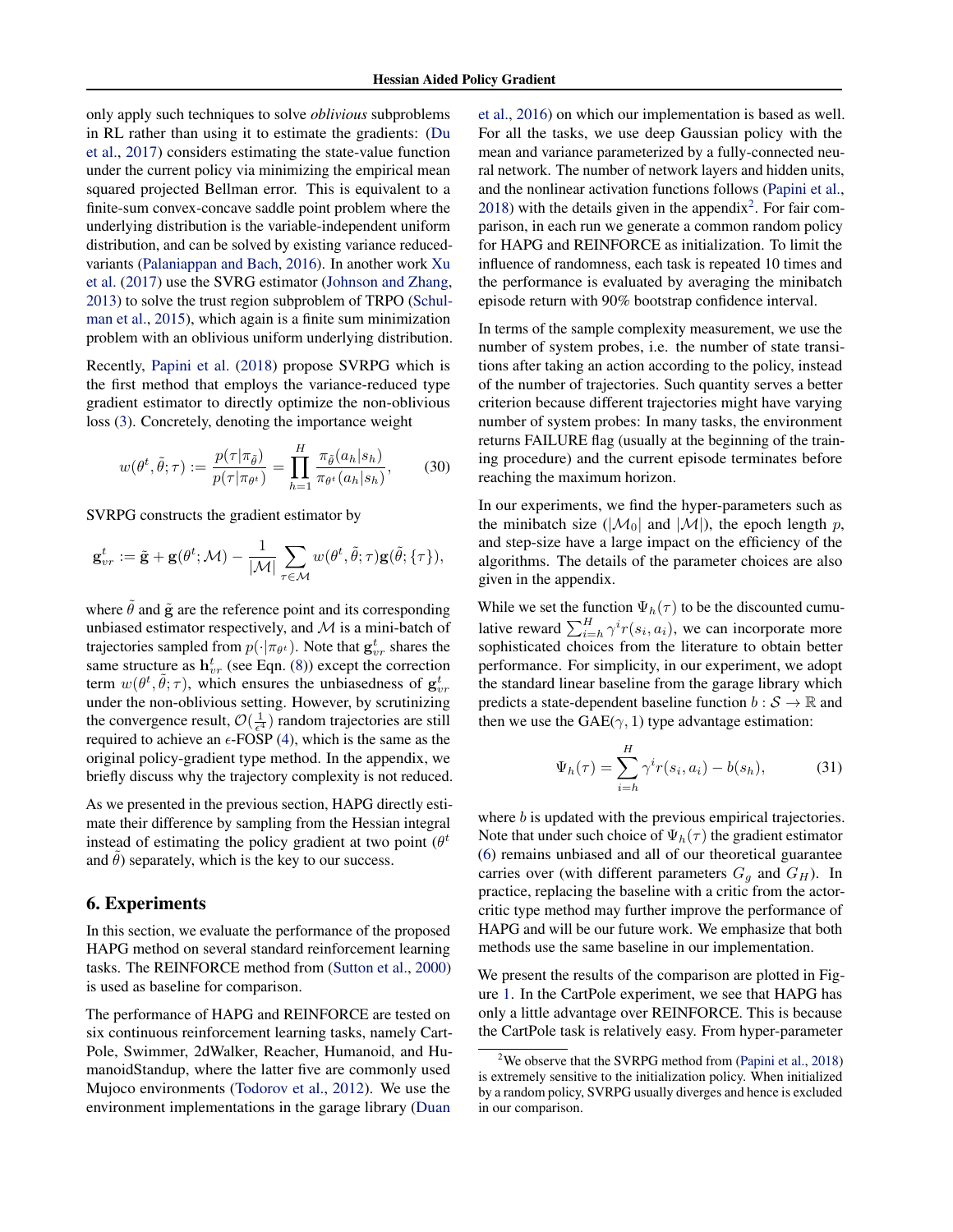only apply such techniques to solve *oblivious* subproblems in RL rather than using it to estimate the gradients: (Du et al., 2017) considers estimating the state-value function under the current policy via minimizing the empirical mean squared projected Bellman error. This is equivalent to a finite-sum convex-concave saddle point problem where the underlying distribution is the variable-independent uniform distribution, and can be solved by existing variance reduced-variants (Palaniappan and Bach, 2016). In another work Xu et al. (2017) use the SVRG estimator (Johnson and Zhang, 2013) to solve the trust region subproblem of TRPO (Schulman et al., 2015), which again is a finite sum minimization problem with an oblivious uniform underlying distribution.

Recently, Papini et al. (2018) propose SVRPG which is the first method that employs the variance-reduced type gradient estimator to directly optimize the non-oblivious loss (3). Concretely, denoting the importance weight

$$w(\theta^t, \tilde{\theta}; \tau) := \frac{p(\tau|\pi_{\tilde{\theta}})}{p(\tau|\pi_{\theta^t})} = \prod_{h=1}^{H} \frac{\pi_{\tilde{\theta}}(a_h|s_h)}{\pi_{\theta^t}(a_h|s_h)}, \tag{30}$$

SVRPG constructs the gradient estimator by

$$\mathbf{g}_{vr}^t := \tilde{\mathbf{g}} + \mathbf{g}(\theta^t; \mathcal{M}) - \frac{1}{|\mathcal{M}|} \sum_{\tau \in \mathcal{M}} w(\theta^t, \tilde{\theta}; \tau) \mathbf{g}(\tilde{\theta}; \{\tau\}),$$

where $\tilde{\theta}$ and $\tilde{\mathbf{g}}$ are the reference point and its corresponding unbiased estimator respectively, and $\mathcal{M}$ is a mini-batch of trajectories sampled from $p(\cdot|\pi_{\theta^t})$. Note that $\mathbf{g}_{vr}^t$ shares the same structure as $\mathbf{h}_{vr}^t$ (see Eqn. (8)) except the correction term $w(\theta^t, \tilde{\theta}; \tau)$, which ensures the unbiasedness of $\mathbf{g}_{vr}^t$ under the non-oblivious setting. However, by scrutinizing the convergence result, $\mathcal{O}(\frac{1}{\epsilon^4})$ random trajectories are still required to achieve an $\epsilon$-FOSP (4), which is the same as the original policy-gradient type method. In the appendix, we briefly discuss why the trajectory complexity is not reduced.

As we presented in the previous section, HAPG directly estimate their difference by sampling from the Hessian integral instead of estimating the policy gradient at two point ($\theta^t$ and $\tilde{\theta}$) separately, which is the key to our success.

## 6. Experiments

In this section, we evaluate the performance of the proposed HAPG method on several standard reinforcement learning tasks. The REINFORCE method from (Sutton et al., 2000) is used as baseline for comparison.

The performance of HAPG and REINFORCE are tested on six continuous reinforcement learning tasks, namely CartPole, Swimmer, 2dWalker, Reacher, Humanoid, and HumanoidStandup, where the latter five are commonly used Mujoco environments (Todorov et al., 2012). We use the environment implementations in the garage library (Duan et al., 2016) on which our implementation is based as well. For all the tasks, we use deep Gaussian policy with the mean and variance parameterized by a fully-connected neural network. The number of network layers and hidden units, and the nonlinear activation functions follows (Papini et al., 2018) with the details given in the appendix[2]. For fair comparison, in each run we generate a common random policy for HAPG and REINFORCE as initialization. To limit the influence of randomness, each task is repeated 10 times and the performance is evaluated by averaging the minibatch episode return with 90% bootstrap confidence interval.

In terms of the sample complexity measurement, we use the number of system probes, i.e. the number of state transitions after taking an action according to the policy, instead of the number of trajectories. Such quantity serves a better criterion because different trajectories might have varying number of system probes: In many tasks, the environment returns FAILURE flag (usually at the beginning of the training procedure) and the current episode terminates before reaching the maximum horizon.

In our experiments, we find the hyper-parameters such as the minibatch size ($|\mathcal{M}_0|$ and $|\mathcal{M}|$), the epoch length $p$, and step-size have a large impact on the efficiency of the algorithms. The details of the parameter choices are also given in the appendix.

While we set the function $\Psi_h(\tau)$ to be the discounted cumulative reward $\sum_{i=h}^{H} \gamma^i r(s_i, a_i)$, we can incorporate more sophisticated choices from the literature to obtain better performance. For simplicity, in our experiment, we adopt the standard linear baseline from the garage library which predicts a state-dependent baseline function $b : \mathcal{S} \to \mathbb{R}$ and then we use the GAE($\gamma$, 1) type advantage estimation:

$$\Psi_h(\tau) = \sum_{i=h}^{H} \gamma^i r(s_i, a_i) - b(s_h), \tag{31}$$

where $b$ is updated with the previous empirical trajectories. Note that under such choice of $\Psi_h(\tau)$ the gradient estimator (6) remains unbiased and all of our theoretical guarantee carries over (with different parameters $G_g$ and $G_H$). In practice, replacing the baseline with a critic from the actor-critic type method may further improve the performance of HAPG and will be our future work. We emphasize that both methods use the same baseline in our implementation.

We present the results of the comparison are plotted in Figure 1. In the CartPole experiment, we see that HAPG has only a little advantage over REINFORCE. This is because the CartPole task is relatively easy. From hyper-parameter

[2] We observe that the SVRPG method from (Papini et al., 2018) is extremely sensitive to the initialization policy. When initialized by a random policy, SVRPG usually diverges and hence is excluded in our comparison.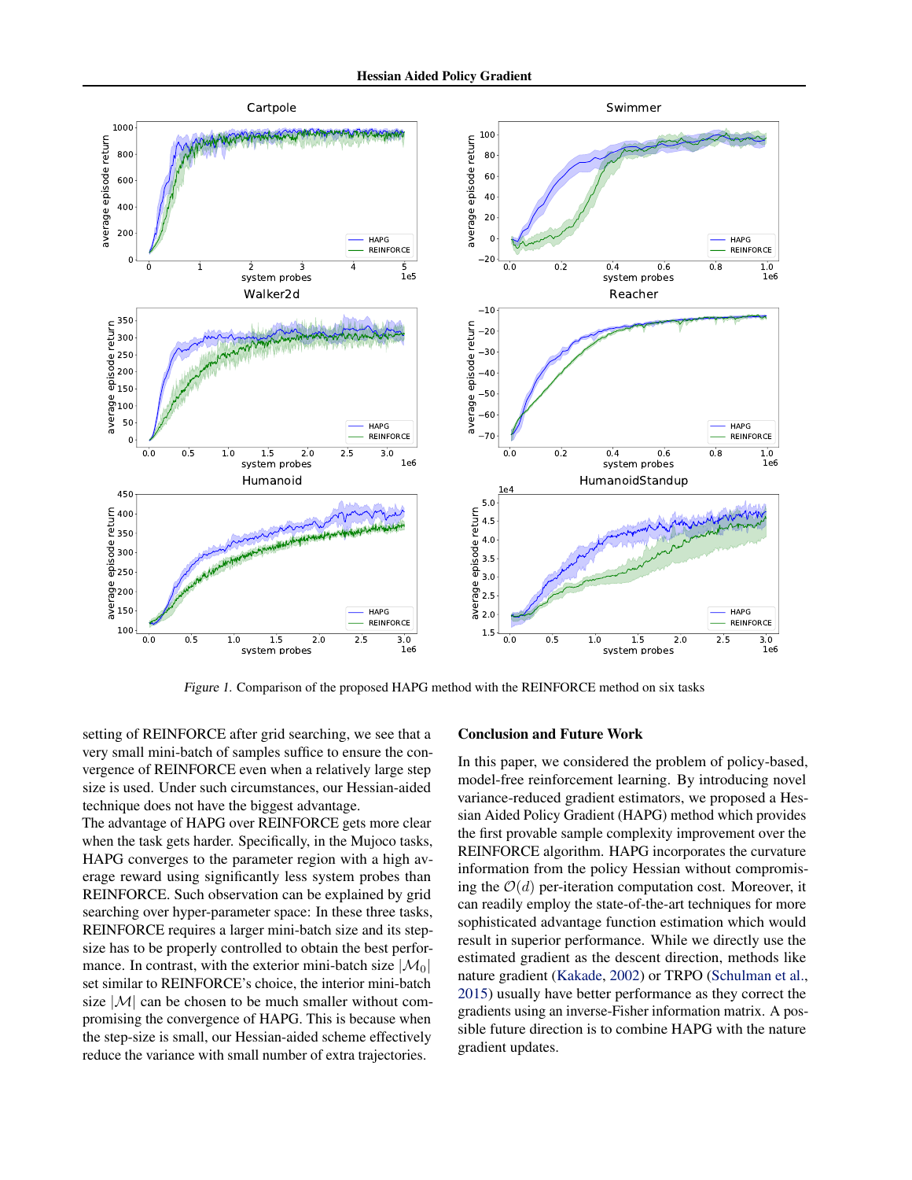Figure 1. Comparison of the proposed HAPG method with the REINFORCE method on six tasks

setting of REINFORCE after grid searching, we see that a very small mini-batch of samples suffice to ensure the convergence of REINFORCE even when a relatively large step size is used. Under such circumstances, our Hessian-aided technique does not have the biggest advantage.

The advantage of HAPG over REINFORCE gets more clear when the task gets harder. Specifically, in the Mujoco tasks, HAPG converges to the parameter region with a high average reward using significantly less system probes than REINFORCE. Such observation can be explained by grid searching over hyper-parameter space: In these three tasks, REINFORCE requires a larger mini-batch size and its step-size has to be properly controlled to obtain the best performance. In contrast, with the exterior mini-batch size $|\mathcal{M}_0|$ set similar to REINFORCE's choice, the interior mini-batch size $|\mathcal{M}|$ can be chosen to be much smaller without compromising the convergence of HAPG. This is because when the step-size is small, our Hessian-aided scheme effectively reduce the variance with small number of extra trajectories.

## Conclusion and Future Work

In this paper, we considered the problem of policy-based, model-free reinforcement learning. By introducing novel variance-reduced gradient estimators, we proposed a Hessian Aided Policy Gradient (HAPG) method which provides the first provable sample complexity improvement over the REINFORCE algorithm. HAPG incorporates the curvature information from the policy Hessian without compromising the $\mathcal{O}(d)$ per-iteration computation cost. Moreover, it can readily employ the state-of-the-art techniques for more sophisticated advantage function estimation which would result in superior performance. While we directly use the estimated gradient as the descent direction, methods like nature gradient (Kakade, 2002) or TRPO (Schulman et al., 2015) usually have better performance as they correct the gradients using an inverse-Fisher information matrix. A possible future direction is to combine HAPG with the nature gradient updates.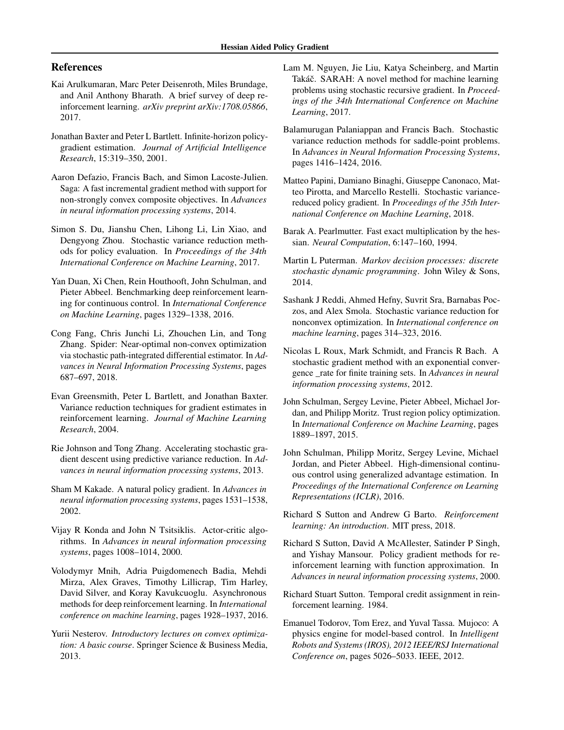## References

Kai Arulkumaran, Marc Peter Deisenroth, Miles Brundage, and Anil Anthony Bharath. A brief survey of deep reinforcement learning. *arXiv preprint arXiv:1708.05866*, 2017.

Jonathan Baxter and Peter L Bartlett. Infinite-horizon policy-gradient estimation. *Journal of Artificial Intelligence Research*, 15:319–350, 2001.

Aaron Defazio, Francis Bach, and Simon Lacoste-Julien. Saga: A fast incremental gradient method with support for non-strongly convex composite objectives. In *Advances in neural information processing systems*, 2014.

Simon S. Du, Jianshu Chen, Lihong Li, Lin Xiao, and Dengyong Zhou. Stochastic variance reduction methods for policy evaluation. In *Proceedings of the 34th International Conference on Machine Learning*, 2017.

Yan Duan, Xi Chen, Rein Houthooft, John Schulman, and Pieter Abbeel. Benchmarking deep reinforcement learning for continuous control. In *International Conference on Machine Learning*, pages 1329–1338, 2016.

Cong Fang, Chris Junchi Li, Zhouchen Lin, and Tong Zhang. Spider: Near-optimal non-convex optimization via stochastic path-integrated differential estimator. In *Advances in Neural Information Processing Systems*, pages 687–697, 2018.

Evan Greensmith, Peter L Bartlett, and Jonathan Baxter. Variance reduction techniques for gradient estimates in reinforcement learning. *Journal of Machine Learning Research*, 2004.

Rie Johnson and Tong Zhang. Accelerating stochastic gradient descent using predictive variance reduction. In *Advances in neural information processing systems*, 2013.

Sham M Kakade. A natural policy gradient. In *Advances in neural information processing systems*, pages 1531–1538, 2002.

Vijay R Konda and John N Tsitsiklis. Actor-critic algorithms. In *Advances in neural information processing systems*, pages 1008–1014, 2000.

Volodymyr Mnih, Adria Puigdomenech Badia, Mehdi Mirza, Alex Graves, Timothy Lillicrap, Tim Harley, David Silver, and Koray Kavukcuoglu. Asynchronous methods for deep reinforcement learning. In *International conference on machine learning*, pages 1928–1937, 2016.

Yurii Nesterov. *Introductory lectures on convex optimization: A basic course*. Springer Science & Business Media, 2013.

Lam M. Nguyen, Jie Liu, Katya Scheinberg, and Martin Takáč. SARAH: A novel method for machine learning problems using stochastic recursive gradient. In *Proceedings of the 34th International Conference on Machine Learning*, 2017.

Balamurugan Palaniappan and Francis Bach. Stochastic variance reduction methods for saddle-point problems. In *Advances in Neural Information Processing Systems*, pages 1416–1424, 2016.

Matteo Papini, Damiano Binaghi, Giuseppe Canonaco, Matteo Pirotta, and Marcello Restelli. Stochastic variance-reduced policy gradient. In *Proceedings of the 35th International Conference on Machine Learning*, 2018.

Barak A. Pearlmutter. Fast exact multiplication by the hessian. *Neural Computation*, 6:147–160, 1994.

Martin L Puterman. *Markov decision processes: discrete stochastic dynamic programming*. John Wiley & Sons, 2014.

Sashank J Reddi, Ahmed Hefny, Suvrit Sra, Barnabas Poczos, and Alex Smola. Stochastic variance reduction for nonconvex optimization. In *International conference on machine learning*, pages 314–323, 2016.

Nicolas L Roux, Mark Schmidt, and Francis R Bach. A stochastic gradient method with an exponential convergence _rate for finite training sets. In *Advances in neural information processing systems*, 2012.

John Schulman, Sergey Levine, Pieter Abbeel, Michael Jordan, and Philipp Moritz. Trust region policy optimization. In *International Conference on Machine Learning*, pages 1889–1897, 2015.

John Schulman, Philipp Moritz, Sergey Levine, Michael Jordan, and Pieter Abbeel. High-dimensional continuous control using generalized advantage estimation. In *Proceedings of the International Conference on Learning Representations (ICLR)*, 2016.

Richard S Sutton and Andrew G Barto. *Reinforcement learning: An introduction*. MIT press, 2018.

Richard S Sutton, David A McAllester, Satinder P Singh, and Yishay Mansour. Policy gradient methods for reinforcement learning with function approximation. In *Advances in neural information processing systems*, 2000.

Richard Stuart Sutton. Temporal credit assignment in reinforcement learning. 1984.

Emanuel Todorov, Tom Erez, and Yuval Tassa. Mujoco: A physics engine for model-based control. In *Intelligent Robots and Systems (IROS), 2012 IEEE/RSJ International Conference on*, pages 5026–5033. IEEE, 2012.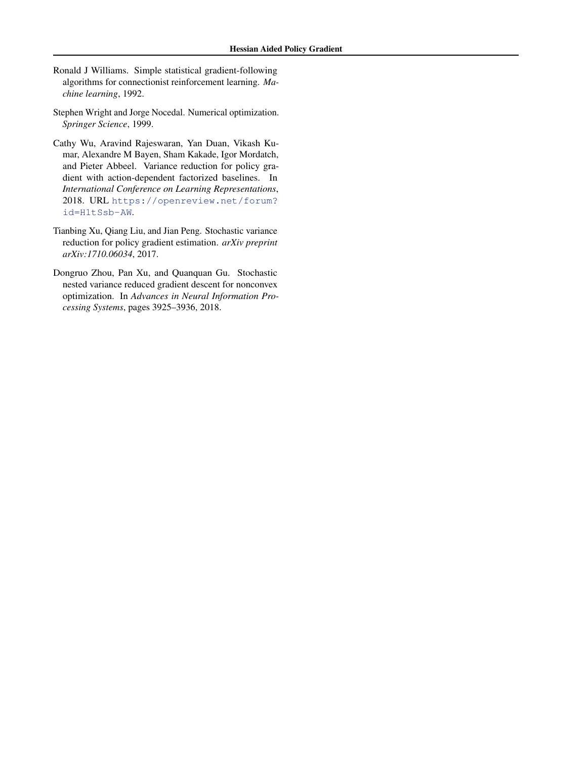Ronald J Williams. Simple statistical gradient-following algorithms for connectionist reinforcement learning. *Machine learning*, 1992.

Stephen Wright and Jorge Nocedal. Numerical optimization. *Springer Science*, 1999.

Cathy Wu, Aravind Rajeswaran, Yan Duan, Vikash Kumar, Alexandre M Bayen, Sham Kakade, Igor Mordatch, and Pieter Abbeel. Variance reduction for policy gradient with action-dependent factorized baselines. In *International Conference on Learning Representations*, 2018. URL https://openreview.net/forum?id=H1tSsb-AW.

Tianbing Xu, Qiang Liu, and Jian Peng. Stochastic variance reduction for policy gradient estimation. *arXiv preprint arXiv:1710.06034*, 2017.

Dongruo Zhou, Pan Xu, and Quanquan Gu. Stochastic nested variance reduced gradient descent for nonconvex optimization. In *Advances in Neural Information Processing Systems*, pages 3925–3936, 2018.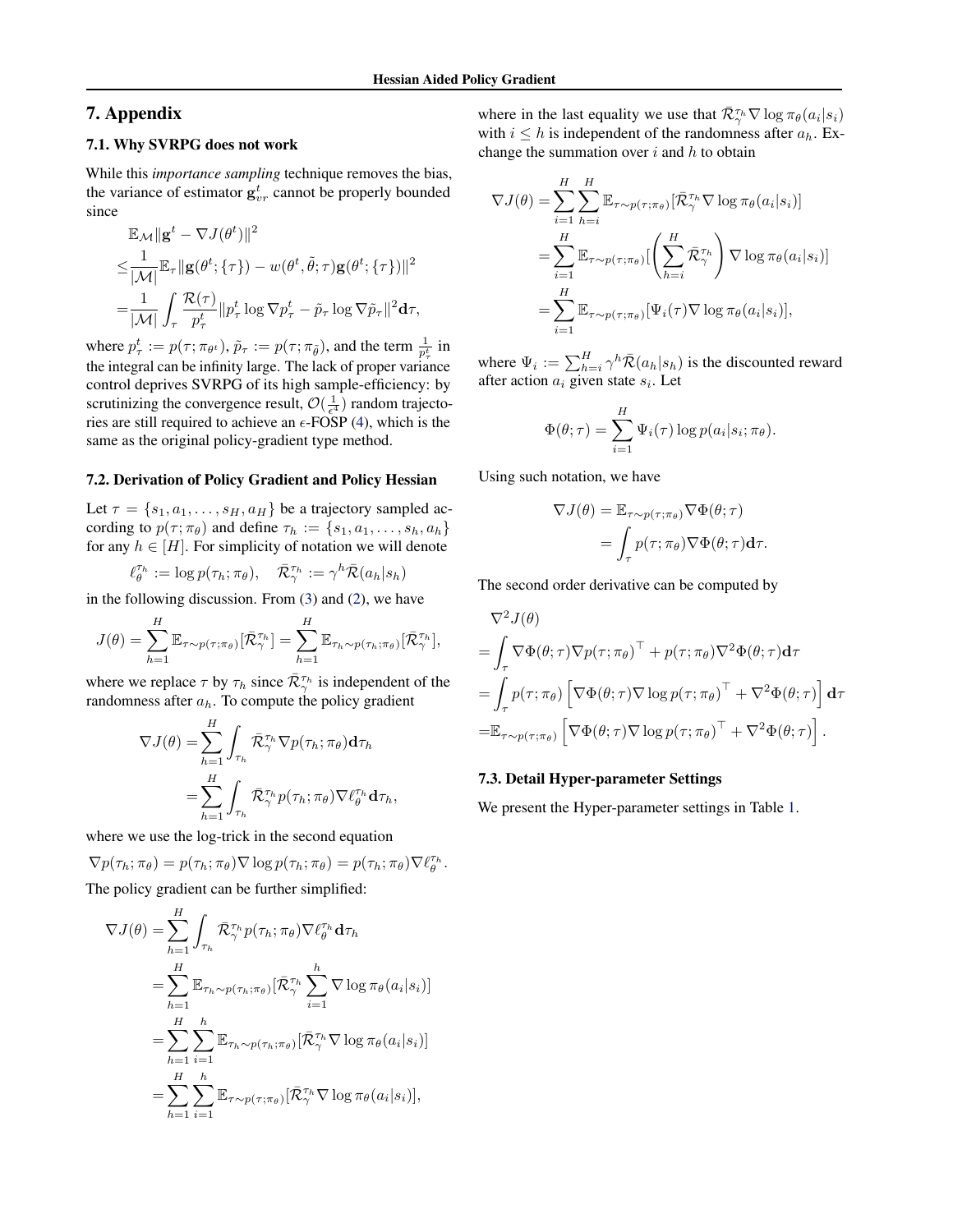## 7. Appendix

### 7.1. Why SVRPG does not work

While this *importance sampling* technique removes the bias, the variance of estimator $\mathbf{g}_{vr}^t$ cannot be properly bounded since

$$
\begin{aligned}
&\mathbb{E}_{\mathcal{M}}\|\mathbf{g}^t - \nabla J(\theta^t)\|^2 \\
\leq &\frac{1}{|\mathcal{M}|}\mathbb{E}_\tau\|\mathbf{g}(\theta^t;\{\tau\}) - w(\theta^t,\tilde{\theta};\tau)\mathbf{g}(\theta^t;\{\tau\})\|^2 \\
= &\frac{1}{|\mathcal{M}|}\int_\tau \frac{\mathcal{R}(\tau)}{p_\tau^t}\|p_\tau^t \log \nabla p_\tau^t - \tilde{p}_\tau \log \nabla \tilde{p}_\tau\|^2 \mathbf{d}\tau,
\end{aligned}
$$

where $p_\tau^t := p(\tau;\pi_{\theta^t})$, $\tilde{p}_\tau := p(\tau;\pi_{\tilde{\theta}})$, and the term $\frac{1}{p_\tau^t}$ in the integral can be infinity large. The lack of proper variance control deprives SVRPG of its high sample-efficiency: by scrutinizing the convergence result, $\mathcal{O}(\frac{1}{\epsilon^4})$ random trajectories are still required to achieve an $\epsilon$-FOSP (4), which is the same as the original policy-gradient type method.

### 7.2. Derivation of Policy Gradient and Policy Hessian

Let $\tau = \{s_1, a_1, \ldots, s_H, a_H\}$ be a trajectory sampled according to $p(\tau;\pi_\theta)$ and define $\tau_h := \{s_1, a_1, \ldots, s_h, a_h\}$ for any $h \in [H]$. For simplicity of notation we will denote

$$
\ell_\theta^{\tau_h} := \log p(\tau_h;\pi_\theta), \quad \bar{\mathcal{R}}_\gamma^{\tau_h} := \gamma^h \bar{\mathcal{R}}(a_h|s_h)
$$

in the following discussion. From (3) and (2), we have

$$
J(\theta) = \sum_{h=1}^H \mathbb{E}_{\tau\sim p(\tau;\pi_\theta)}[\bar{\mathcal{R}}_\gamma^{\tau_h}] = \sum_{h=1}^H \mathbb{E}_{\tau_h\sim p(\tau_h;\pi_\theta)}[\bar{\mathcal{R}}_\gamma^{\tau_h}],
$$

where we replace $\tau$ by $\tau_h$ since $\bar{\mathcal{R}}_\gamma^{\tau_h}$ is independent of the randomness after $a_h$. To compute the policy gradient

$$
\begin{aligned}
\nabla J(\theta) =& \sum_{h=1}^H \int_{\tau_h} \bar{\mathcal{R}}_\gamma^{\tau_h} \nabla p(\tau_h;\pi_\theta)\mathbf{d}\tau_h \\
=& \sum_{h=1}^H \int_{\tau_h} \bar{\mathcal{R}}_\gamma^{\tau_h} p(\tau_h;\pi_\theta)\nabla \ell_\theta^{\tau_h}\mathbf{d}\tau_h,
\end{aligned}
$$

where we use the log-trick in the second equation

$$
\nabla p(\tau_h;\pi_\theta) = p(\tau_h;\pi_\theta)\nabla \log p(\tau_h;\pi_\theta) = p(\tau_h;\pi_\theta)\nabla \ell_\theta^{\tau_h}.
$$

The policy gradient can be further simplified:

$$
\begin{aligned}
\nabla J(\theta) =& \sum_{h=1}^H \int_{\tau_h} \bar{\mathcal{R}}_\gamma^{\tau_h} p(\tau_h;\pi_\theta)\nabla \ell_\theta^{\tau_h}\mathbf{d}\tau_h \\
=& \sum_{h=1}^H \mathbb{E}_{\tau_h\sim p(\tau_h;\pi_\theta)}[\bar{\mathcal{R}}_\gamma^{\tau_h} \sum_{i=1}^h \nabla \log \pi_\theta(a_i|s_i)] \\
=& \sum_{h=1}^H \sum_{i=1}^h \mathbb{E}_{\tau_h\sim p(\tau_h;\pi_\theta)}[\bar{\mathcal{R}}_\gamma^{\tau_h} \nabla \log \pi_\theta(a_i|s_i)] \\
=& \sum_{h=1}^H \sum_{i=1}^h \mathbb{E}_{\tau\sim p(\tau;\pi_\theta)}[\bar{\mathcal{R}}_\gamma^{\tau_h} \nabla \log \pi_\theta(a_i|s_i)],
\end{aligned}
$$

where in the last equality we use that $\bar{\mathcal{R}}_\gamma^{\tau_h} \nabla \log \pi_\theta(a_i|s_i)$ with $i \leq h$ is independent of the randomness after $a_h$. Exchange the summation over $i$ and $h$ to obtain

$$
\begin{aligned}
\nabla J(\theta) =& \sum_{i=1}^H \sum_{h=i}^H \mathbb{E}_{\tau\sim p(\tau;\pi_\theta)}[\bar{\mathcal{R}}_\gamma^{\tau_h} \nabla \log \pi_\theta(a_i|s_i)] \\
=& \sum_{i=1}^H \mathbb{E}_{\tau\sim p(\tau;\pi_\theta)}[\left(\sum_{h=i}^H \bar{\mathcal{R}}_\gamma^{\tau_h}\right) \nabla \log \pi_\theta(a_i|s_i)] \\
=& \sum_{i=1}^H \mathbb{E}_{\tau\sim p(\tau;\pi_\theta)}[\Psi_i(\tau) \nabla \log \pi_\theta(a_i|s_i)],
\end{aligned}
$$

where $\Psi_i := \sum_{h=i}^H \gamma^h \bar{\mathcal{R}}(a_h|s_h)$ is the discounted reward after action $a_i$ given state $s_i$. Let

$$
\Phi(\theta;\tau) = \sum_{i=1}^H \Psi_i(\tau)\log p(a_i|s_i;\pi_\theta).
$$

Using such notation, we have

$$
\begin{aligned}
\nabla J(\theta) =& \mathbb{E}_{\tau\sim p(\tau;\pi_\theta)}\nabla\Phi(\theta;\tau) \\
=& \int_\tau p(\tau;\pi_\theta)\nabla\Phi(\theta;\tau)\mathbf{d}\tau.
\end{aligned}
$$

The second order derivative can be computed by

$$
\begin{aligned}
&\nabla^2 J(\theta) \\
=& \int_\tau \nabla\Phi(\theta;\tau)\nabla p(\tau;\pi_\theta)^\top + p(\tau;\pi_\theta)\nabla^2\Phi(\theta;\tau)\mathbf{d}\tau \\
=& \int_\tau p(\tau;\pi_\theta)\left[\nabla\Phi(\theta;\tau)\nabla \log p(\tau;\pi_\theta)^\top + \nabla^2\Phi(\theta;\tau)\right]\mathbf{d}\tau \\
=& \mathbb{E}_{\tau\sim p(\tau;\pi_\theta)}\left[\nabla\Phi(\theta;\tau)\nabla \log p(\tau;\pi_\theta)^\top + \nabla^2\Phi(\theta;\tau)\right].
\end{aligned}
$$

### 7.3. Detail Hyper-parameter Settings

We present the Hyper-parameter settings in Table 1.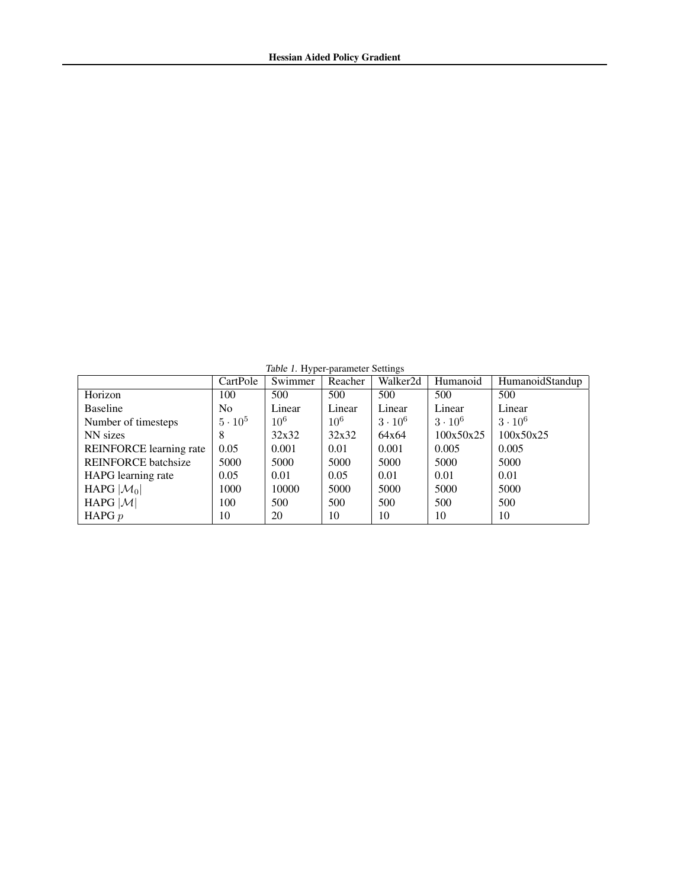Table 1. Hyper-parameter Settings

| | CartPole | Swimmer | Reacher | Walker2d | Humanoid | HumanoidStandup |
|---|---|---|---|---|---|---|
| Horizon | 100 | 500 | 500 | 500 | 500 | 500 |
| Baseline | No | Linear | Linear | Linear | Linear | Linear |
| Number of timesteps | $5 \cdot 10^5$ | $10^6$ | $10^6$ | $3 \cdot 10^6$ | $3 \cdot 10^6$ | $3 \cdot 10^6$ |
| NN sizes | 8 | 32x32 | 32x32 | 64x64 | 100x50x25 | 100x50x25 |
| REINFORCE learning rate | 0.05 | 0.001 | 0.01 | 0.001 | 0.005 | 0.005 |
| REINFORCE batchsize | 5000 | 5000 | 5000 | 5000 | 5000 | 5000 |
| HAPG learning rate | 0.05 | 0.01 | 0.05 | 0.01 | 0.01 | 0.01 |
| HAPG $\lvert\mathcal{M}_0\rvert$ | 1000 | 10000 | 5000 | 5000 | 5000 | 5000 |
| HAPG $\lvert\mathcal{M}\rvert$ | 100 | 500 | 500 | 500 | 500 | 500 |
| HAPG $p$ | 10 | 20 | 10 | 10 | 10 | 10 |